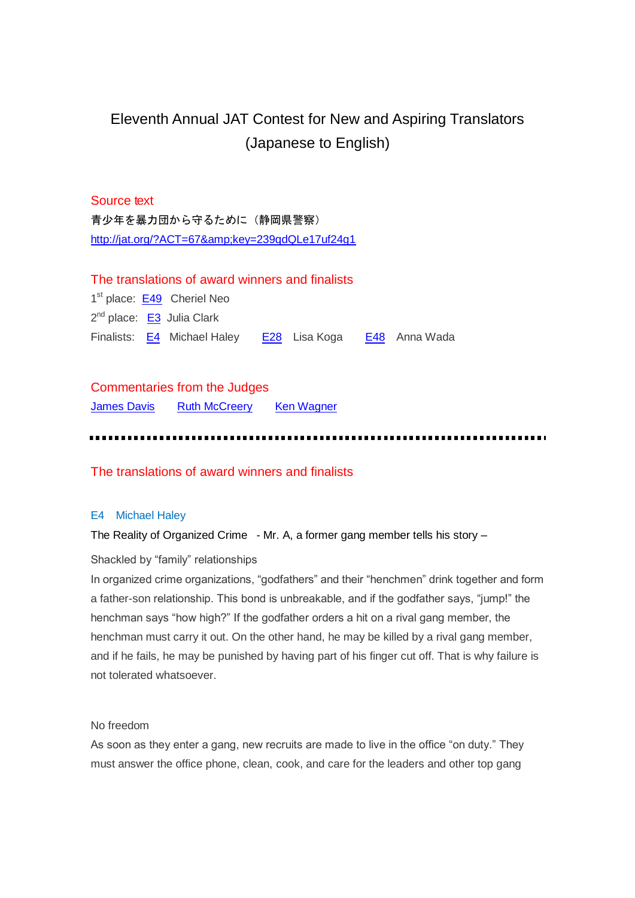# Eleventh Annual JAT Contest for New and Aspiring Translators (Japanese to English)

## Source text

青少年を暴力団から守るために（静岡県警察）

http://jat.org/?ACT=67&amp;key=239qdQLe17uf24g1

## The translations of award winners and finalists

1st place: E49 Cheriel Neo

2nd place: E3 Julia Clark

Finalists: E4 Michael Haley E28 Lisa Koga E48 Anna Wada

## Commentaries from the Judges

James Davis Ruth McCreery Ken Wagner

---

## The translations of award winners and finalists

### E4 Michael Haley

The Reality of Organized Crime - Mr. A, a former gang member tells his story –

Shackled by "family" relationships

In organized crime organizations, "godfathers" and their "henchmen" drink together and form a father-son relationship. This bond is unbreakable, and if the godfather says, "jump!" the henchman says "how high?" If the godfather orders a hit on a rival gang member, the henchman must carry it out. On the other hand, he may be killed by a rival gang member, and if he fails, he may be punished by having part of his finger cut off. That is why failure is not tolerated whatsoever.

No freedom

As soon as they enter a gang, new recruits are made to live in the office "on duty." They must answer the office phone, clean, cook, and care for the leaders and other top gang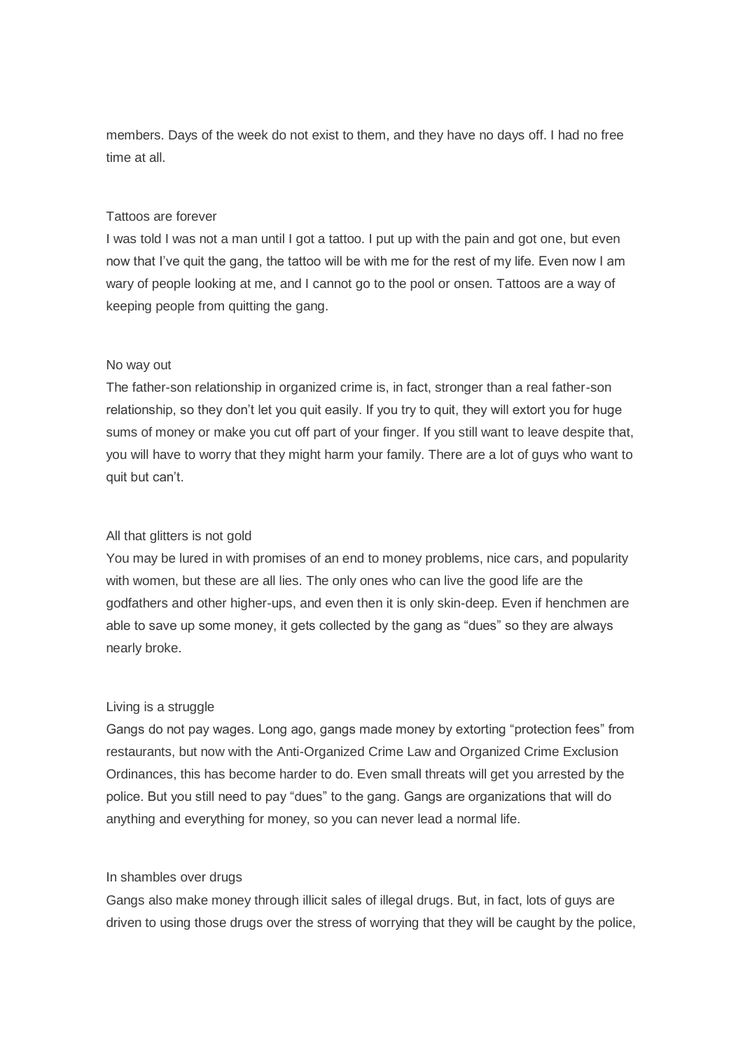members. Days of the week do not exist to them, and they have no days off. I had no free time at all.

## Tattoos are forever

I was told I was not a man until I got a tattoo. I put up with the pain and got one, but even now that I've quit the gang, the tattoo will be with me for the rest of my life. Even now I am wary of people looking at me, and I cannot go to the pool or onsen. Tattoos are a way of keeping people from quitting the gang.

## No way out

The father-son relationship in organized crime is, in fact, stronger than a real father-son relationship, so they don't let you quit easily. If you try to quit, they will extort you for huge sums of money or make you cut off part of your finger. If you still want to leave despite that, you will have to worry that they might harm your family. There are a lot of guys who want to quit but can't.

## All that glitters is not gold

You may be lured in with promises of an end to money problems, nice cars, and popularity with women, but these are all lies. The only ones who can live the good life are the godfathers and other higher-ups, and even then it is only skin-deep. Even if henchmen are able to save up some money, it gets collected by the gang as "dues" so they are always nearly broke.

## Living is a struggle

Gangs do not pay wages. Long ago, gangs made money by extorting "protection fees" from restaurants, but now with the Anti-Organized Crime Law and Organized Crime Exclusion Ordinances, this has become harder to do. Even small threats will get you arrested by the police. But you still need to pay "dues" to the gang. Gangs are organizations that will do anything and everything for money, so you can never lead a normal life.

## In shambles over drugs

Gangs also make money through illicit sales of illegal drugs. But, in fact, lots of guys are driven to using those drugs over the stress of worrying that they will be caught by the police,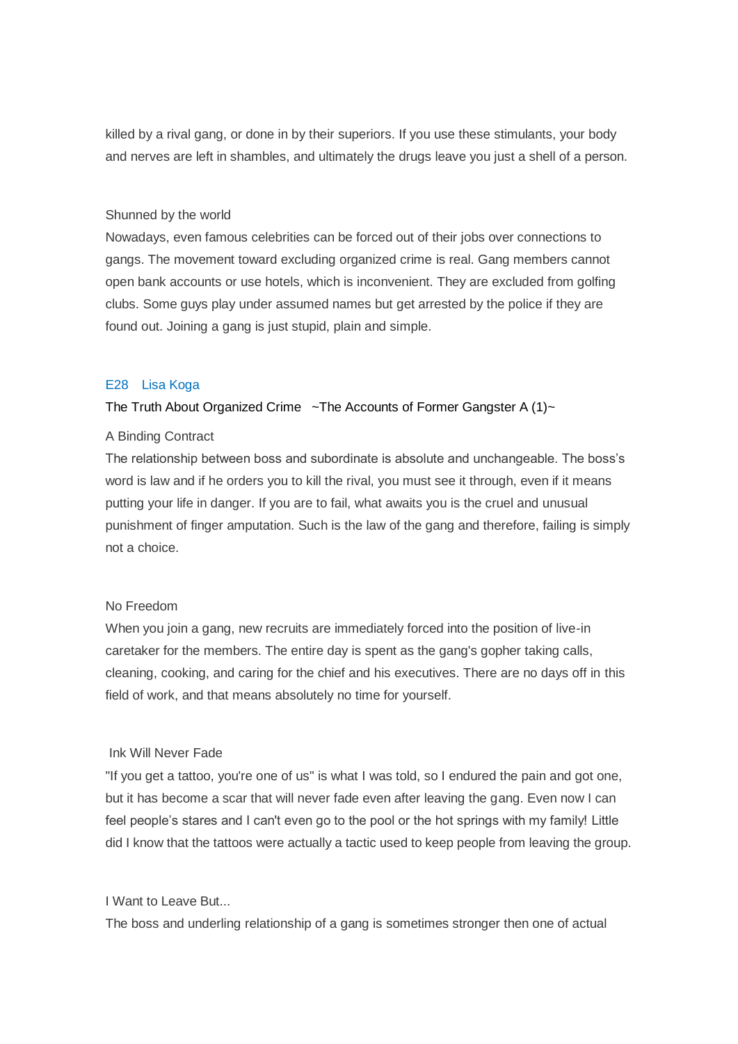killed by a rival gang, or done in by their superiors. If you use these stimulants, your body and nerves are left in shambles, and ultimately the drugs leave you just a shell of a person.

Shunned by the world
Nowadays, even famous celebrities can be forced out of their jobs over connections to gangs. The movement toward excluding organized crime is real. Gang members cannot open bank accounts or use hotels, which is inconvenient. They are excluded from golfing clubs. Some guys play under assumed names but get arrested by the police if they are found out. Joining a gang is just stupid, plain and simple.

## E28 Lisa Koga

### The Truth About Organized Crime ~The Accounts of Former Gangster A (1)~

A Binding Contract
The relationship between boss and subordinate is absolute and unchangeable. The boss's word is law and if he orders you to kill the rival, you must see it through, even if it means putting your life in danger. If you are to fail, what awaits you is the cruel and unusual punishment of finger amputation. Such is the law of the gang and therefore, failing is simply not a choice.

No Freedom
When you join a gang, new recruits are immediately forced into the position of live-in caretaker for the members. The entire day is spent as the gang's gopher taking calls, cleaning, cooking, and caring for the chief and his executives. There are no days off in this field of work, and that means absolutely no time for yourself.

Ink Will Never Fade
"If you get a tattoo, you're one of us" is what I was told, so I endured the pain and got one, but it has become a scar that will never fade even after leaving the gang. Even now I can feel people's stares and I can't even go to the pool or the hot springs with my family! Little did I know that the tattoos were actually a tactic used to keep people from leaving the group.

I Want to Leave But...
The boss and underling relationship of a gang is sometimes stronger then one of actual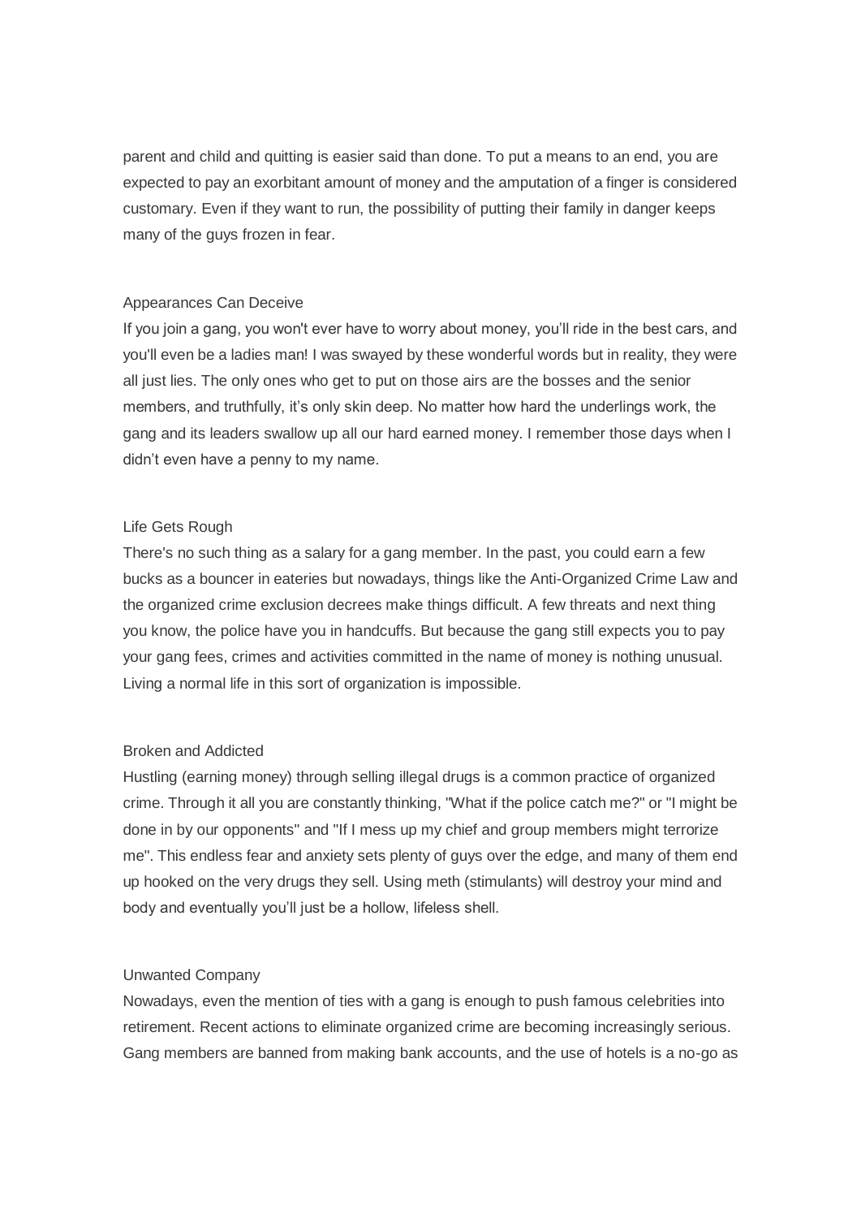parent and child and quitting is easier said than done. To put a means to an end, you are expected to pay an exorbitant amount of money and the amputation of a finger is considered customary. Even if they want to run, the possibility of putting their family in danger keeps many of the guys frozen in fear.

## Appearances Can Deceive

If you join a gang, you won't ever have to worry about money, you'll ride in the best cars, and you'll even be a ladies man! I was swayed by these wonderful words but in reality, they were all just lies. The only ones who get to put on those airs are the bosses and the senior members, and truthfully, it's only skin deep. No matter how hard the underlings work, the gang and its leaders swallow up all our hard earned money. I remember those days when I didn't even have a penny to my name.

## Life Gets Rough

There's no such thing as a salary for a gang member. In the past, you could earn a few bucks as a bouncer in eateries but nowadays, things like the Anti-Organized Crime Law and the organized crime exclusion decrees make things difficult. A few threats and next thing you know, the police have you in handcuffs. But because the gang still expects you to pay your gang fees, crimes and activities committed in the name of money is nothing unusual. Living a normal life in this sort of organization is impossible.

## Broken and Addicted

Hustling (earning money) through selling illegal drugs is a common practice of organized crime. Through it all you are constantly thinking, "What if the police catch me?" or "I might be done in by our opponents" and "If I mess up my chief and group members might terrorize me". This endless fear and anxiety sets plenty of guys over the edge, and many of them end up hooked on the very drugs they sell. Using meth (stimulants) will destroy your mind and body and eventually you'll just be a hollow, lifeless shell.

## Unwanted Company

Nowadays, even the mention of ties with a gang is enough to push famous celebrities into retirement. Recent actions to eliminate organized crime are becoming increasingly serious. Gang members are banned from making bank accounts, and the use of hotels is a no-go as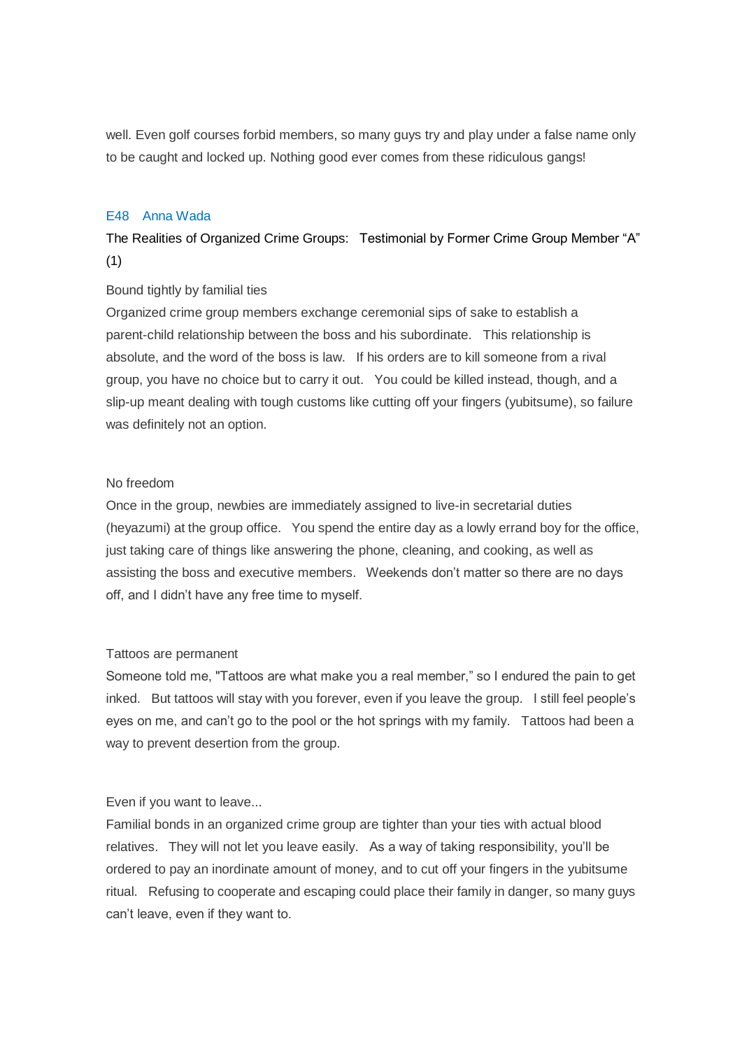well. Even golf courses forbid members, so many guys try and play under a false name only to be caught and locked up. Nothing good ever comes from these ridiculous gangs!

## E48 Anna Wada

### The Realities of Organized Crime Groups: Testimonial by Former Crime Group Member "A" (1)

#### Bound tightly by familial ties

Organized crime group members exchange ceremonial sips of sake to establish a parent-child relationship between the boss and his subordinate. This relationship is absolute, and the word of the boss is law. If his orders are to kill someone from a rival group, you have no choice but to carry it out. You could be killed instead, though, and a slip-up meant dealing with tough customs like cutting off your fingers (yubitsume), so failure was definitely not an option.

#### No freedom

Once in the group, newbies are immediately assigned to live-in secretarial duties (heyazumi) at the group office. You spend the entire day as a lowly errand boy for the office, just taking care of things like answering the phone, cleaning, and cooking, as well as assisting the boss and executive members. Weekends don't matter so there are no days off, and I didn't have any free time to myself.

#### Tattoos are permanent

Someone told me, "Tattoos are what make you a real member," so I endured the pain to get inked. But tattoos will stay with you forever, even if you leave the group. I still feel people's eyes on me, and can't go to the pool or the hot springs with my family. Tattoos had been a way to prevent desertion from the group.

#### Even if you want to leave...

Familial bonds in an organized crime group are tighter than your ties with actual blood relatives. They will not let you leave easily. As a way of taking responsibility, you'll be ordered to pay an inordinate amount of money, and to cut off your fingers in the yubitsume ritual. Refusing to cooperate and escaping could place their family in danger, so many guys can't leave, even if they want to.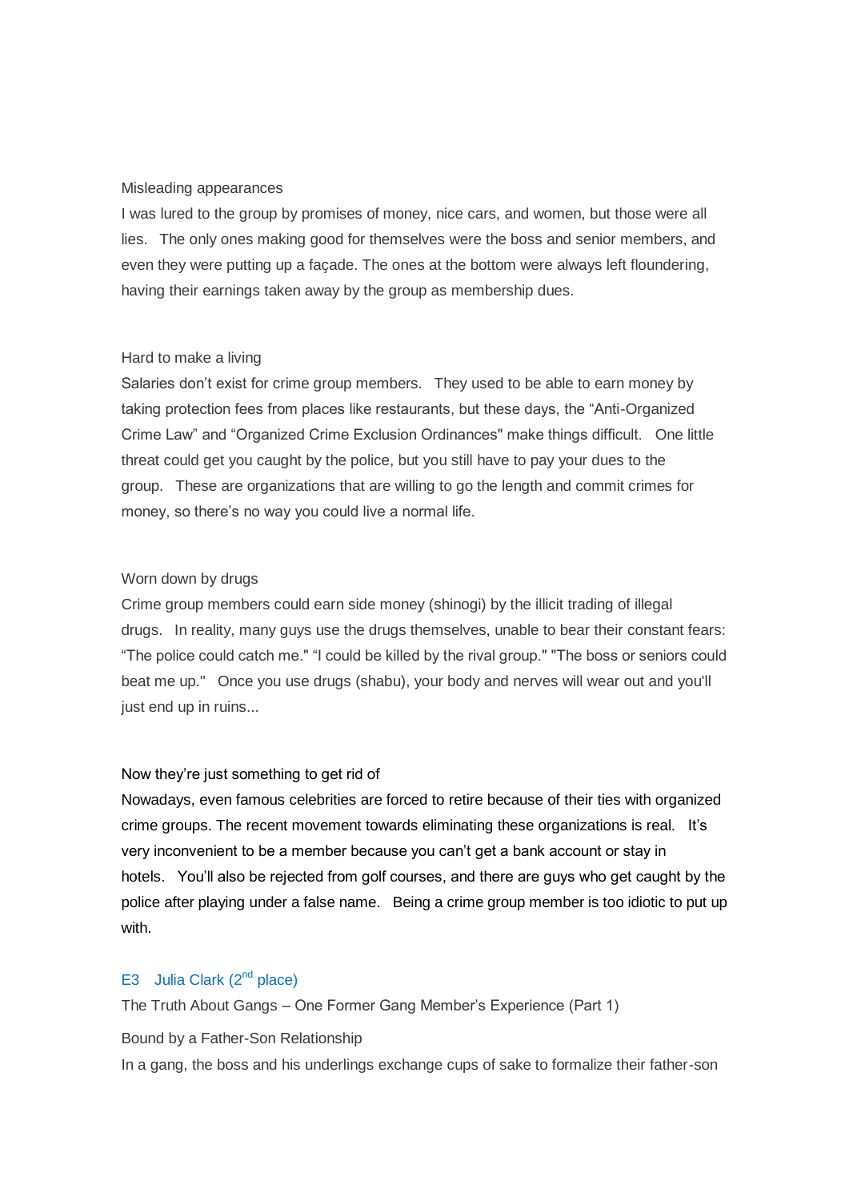### Misleading appearances

I was lured to the group by promises of money, nice cars, and women, but those were all lies. The only ones making good for themselves were the boss and senior members, and even they were putting up a façade. The ones at the bottom were always left floundering, having their earnings taken away by the group as membership dues.

### Hard to make a living

Salaries don't exist for crime group members. They used to be able to earn money by taking protection fees from places like restaurants, but these days, the "Anti-Organized Crime Law" and "Organized Crime Exclusion Ordinances" make things difficult. One little threat could get you caught by the police, but you still have to pay your dues to the group. These are organizations that are willing to go the length and commit crimes for money, so there's no way you could live a normal life.

### Worn down by drugs

Crime group members could earn side money (shinogi) by the illicit trading of illegal drugs. In reality, many guys use the drugs themselves, unable to bear their constant fears: "The police could catch me." "I could be killed by the rival group." "The boss or seniors could beat me up." Once you use drugs (shabu), your body and nerves will wear out and you'll just end up in ruins...

### Now they're just something to get rid of

Nowadays, even famous celebrities are forced to retire because of their ties with organized crime groups. The recent movement towards eliminating these organizations is real. It's very inconvenient to be a member because you can't get a bank account or stay in hotels. You'll also be rejected from golf courses, and there are guys who get caught by the police after playing under a false name. Being a crime group member is too idiotic to put up with.

## E3 Julia Clark (2nd place)

The Truth About Gangs – One Former Gang Member's Experience (Part 1)

### Bound by a Father-Son Relationship

In a gang, the boss and his underlings exchange cups of sake to formalize their father-son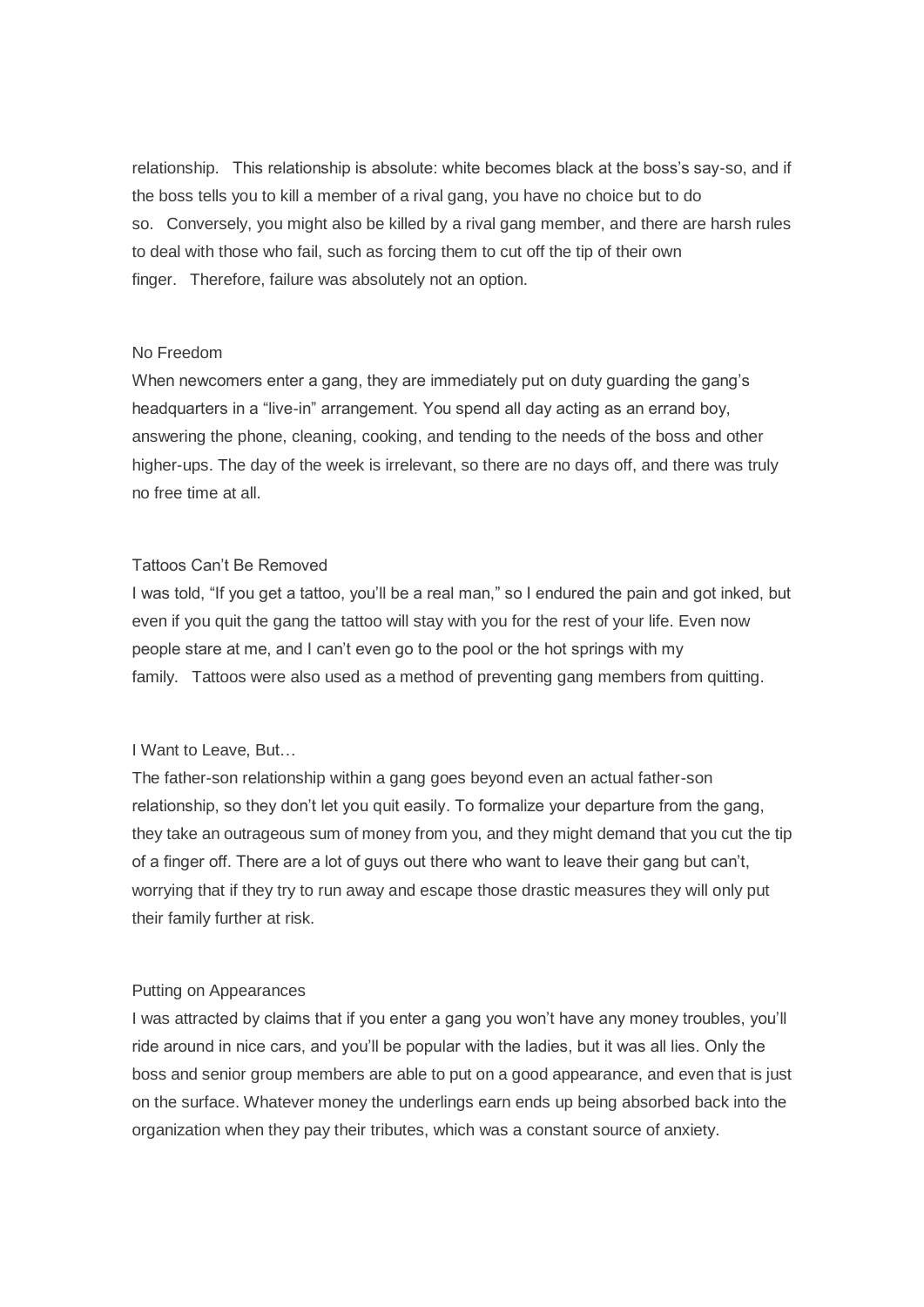relationship. This relationship is absolute: white becomes black at the boss's say-so, and if the boss tells you to kill a member of a rival gang, you have no choice but to do so. Conversely, you might also be killed by a rival gang member, and there are harsh rules to deal with those who fail, such as forcing them to cut off the tip of their own finger. Therefore, failure was absolutely not an option.

### No Freedom

When newcomers enter a gang, they are immediately put on duty guarding the gang's headquarters in a "live-in" arrangement. You spend all day acting as an errand boy, answering the phone, cleaning, cooking, and tending to the needs of the boss and other higher-ups. The day of the week is irrelevant, so there are no days off, and there was truly no free time at all.

### Tattoos Can't Be Removed

I was told, "If you get a tattoo, you'll be a real man," so I endured the pain and got inked, but even if you quit the gang the tattoo will stay with you for the rest of your life. Even now people stare at me, and I can't even go to the pool or the hot springs with my family. Tattoos were also used as a method of preventing gang members from quitting.

### I Want to Leave, But…

The father-son relationship within a gang goes beyond even an actual father-son relationship, so they don't let you quit easily. To formalize your departure from the gang, they take an outrageous sum of money from you, and they might demand that you cut the tip of a finger off. There are a lot of guys out there who want to leave their gang but can't, worrying that if they try to run away and escape those drastic measures they will only put their family further at risk.

### Putting on Appearances

I was attracted by claims that if you enter a gang you won't have any money troubles, you'll ride around in nice cars, and you'll be popular with the ladies, but it was all lies. Only the boss and senior group members are able to put on a good appearance, and even that is just on the surface. Whatever money the underlings earn ends up being absorbed back into the organization when they pay their tributes, which was a constant source of anxiety.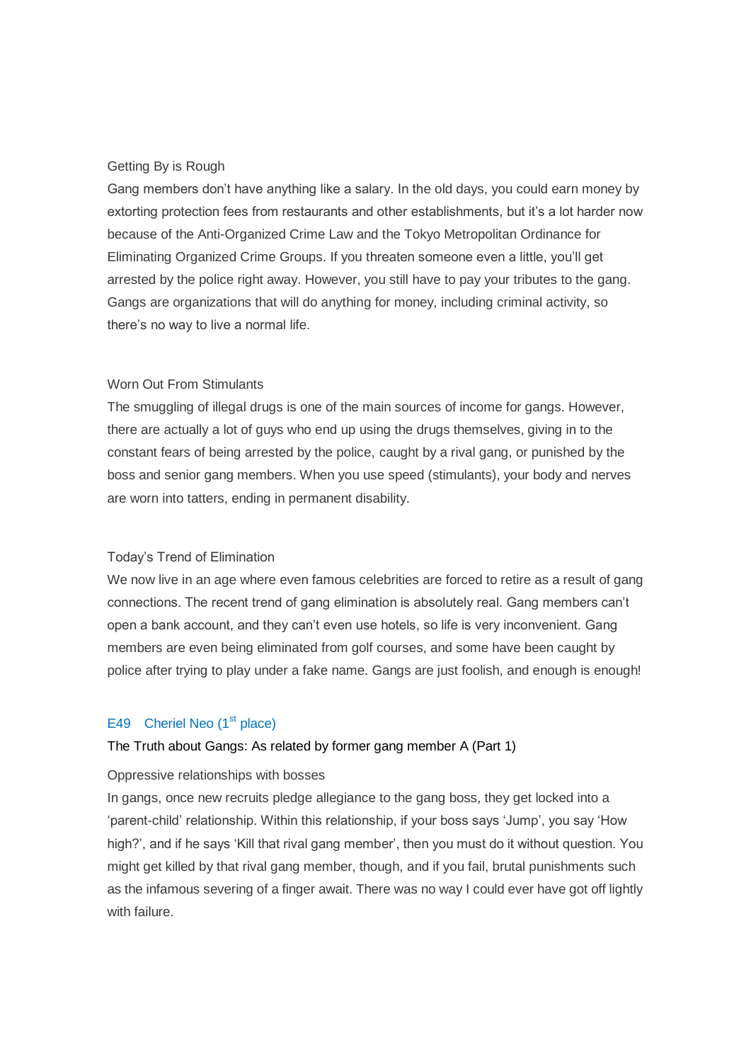### Getting By is Rough

Gang members don't have anything like a salary. In the old days, you could earn money by extorting protection fees from restaurants and other establishments, but it's a lot harder now because of the Anti-Organized Crime Law and the Tokyo Metropolitan Ordinance for Eliminating Organized Crime Groups. If you threaten someone even a little, you'll get arrested by the police right away. However, you still have to pay your tributes to the gang. Gangs are organizations that will do anything for money, including criminal activity, so there's no way to live a normal life.

### Worn Out From Stimulants

The smuggling of illegal drugs is one of the main sources of income for gangs. However, there are actually a lot of guys who end up using the drugs themselves, giving in to the constant fears of being arrested by the police, caught by a rival gang, or punished by the boss and senior gang members. When you use speed (stimulants), your body and nerves are worn into tatters, ending in permanent disability.

### Today's Trend of Elimination

We now live in an age where even famous celebrities are forced to retire as a result of gang connections. The recent trend of gang elimination is absolutely real. Gang members can't open a bank account, and they can't even use hotels, so life is very inconvenient. Gang members are even being eliminated from golf courses, and some have been caught by police after trying to play under a fake name. Gangs are just foolish, and enough is enough!

## E49 Cheriel Neo (1st place)

**The Truth about Gangs: As related by former gang member A (Part 1)**

### Oppressive relationships with bosses

In gangs, once new recruits pledge allegiance to the gang boss, they get locked into a 'parent-child' relationship. Within this relationship, if your boss says 'Jump', you say 'How high?', and if he says 'Kill that rival gang member', then you must do it without question. You might get killed by that rival gang member, though, and if you fail, brutal punishments such as the infamous severing of a finger await. There was no way I could ever have got off lightly with failure.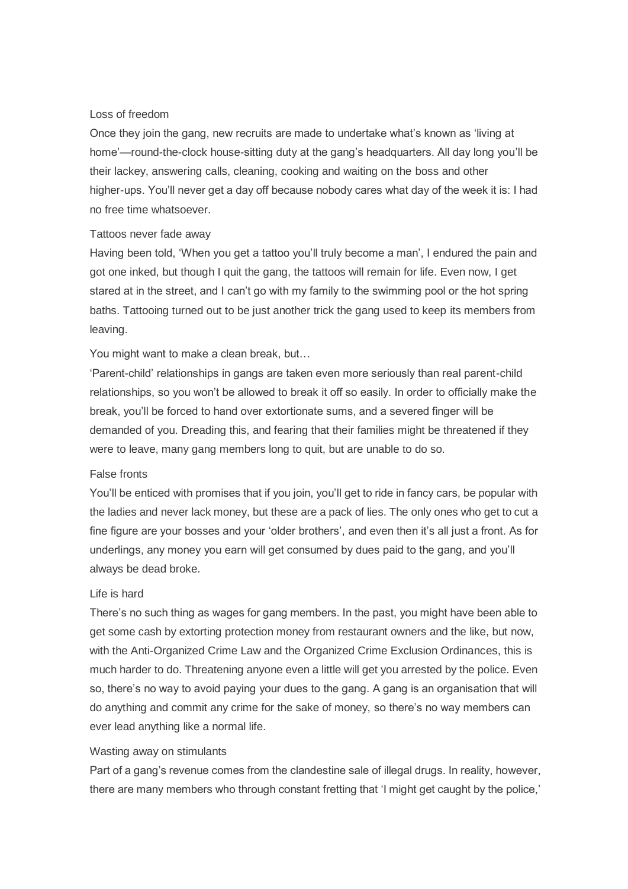### Loss of freedom

Once they join the gang, new recruits are made to undertake what's known as 'living at home'—round-the-clock house-sitting duty at the gang's headquarters. All day long you'll be their lackey, answering calls, cleaning, cooking and waiting on the boss and other higher-ups. You'll never get a day off because nobody cares what day of the week it is: I had no free time whatsoever.

### Tattoos never fade away

Having been told, 'When you get a tattoo you'll truly become a man', I endured the pain and got one inked, but though I quit the gang, the tattoos will remain for life. Even now, I get stared at in the street, and I can't go with my family to the swimming pool or the hot spring baths. Tattooing turned out to be just another trick the gang used to keep its members from leaving.

### You might want to make a clean break, but…

'Parent-child' relationships in gangs are taken even more seriously than real parent-child relationships, so you won't be allowed to break it off so easily. In order to officially make the break, you'll be forced to hand over extortionate sums, and a severed finger will be demanded of you. Dreading this, and fearing that their families might be threatened if they were to leave, many gang members long to quit, but are unable to do so.

### False fronts

You'll be enticed with promises that if you join, you'll get to ride in fancy cars, be popular with the ladies and never lack money, but these are a pack of lies. The only ones who get to cut a fine figure are your bosses and your 'older brothers', and even then it's all just a front. As for underlings, any money you earn will get consumed by dues paid to the gang, and you'll always be dead broke.

### Life is hard

There's no such thing as wages for gang members. In the past, you might have been able to get some cash by extorting protection money from restaurant owners and the like, but now, with the Anti-Organized Crime Law and the Organized Crime Exclusion Ordinances, this is much harder to do. Threatening anyone even a little will get you arrested by the police. Even so, there's no way to avoid paying your dues to the gang. A gang is an organisation that will do anything and commit any crime for the sake of money, so there's no way members can ever lead anything like a normal life.

### Wasting away on stimulants

Part of a gang's revenue comes from the clandestine sale of illegal drugs. In reality, however, there are many members who through constant fretting that 'I might get caught by the police,'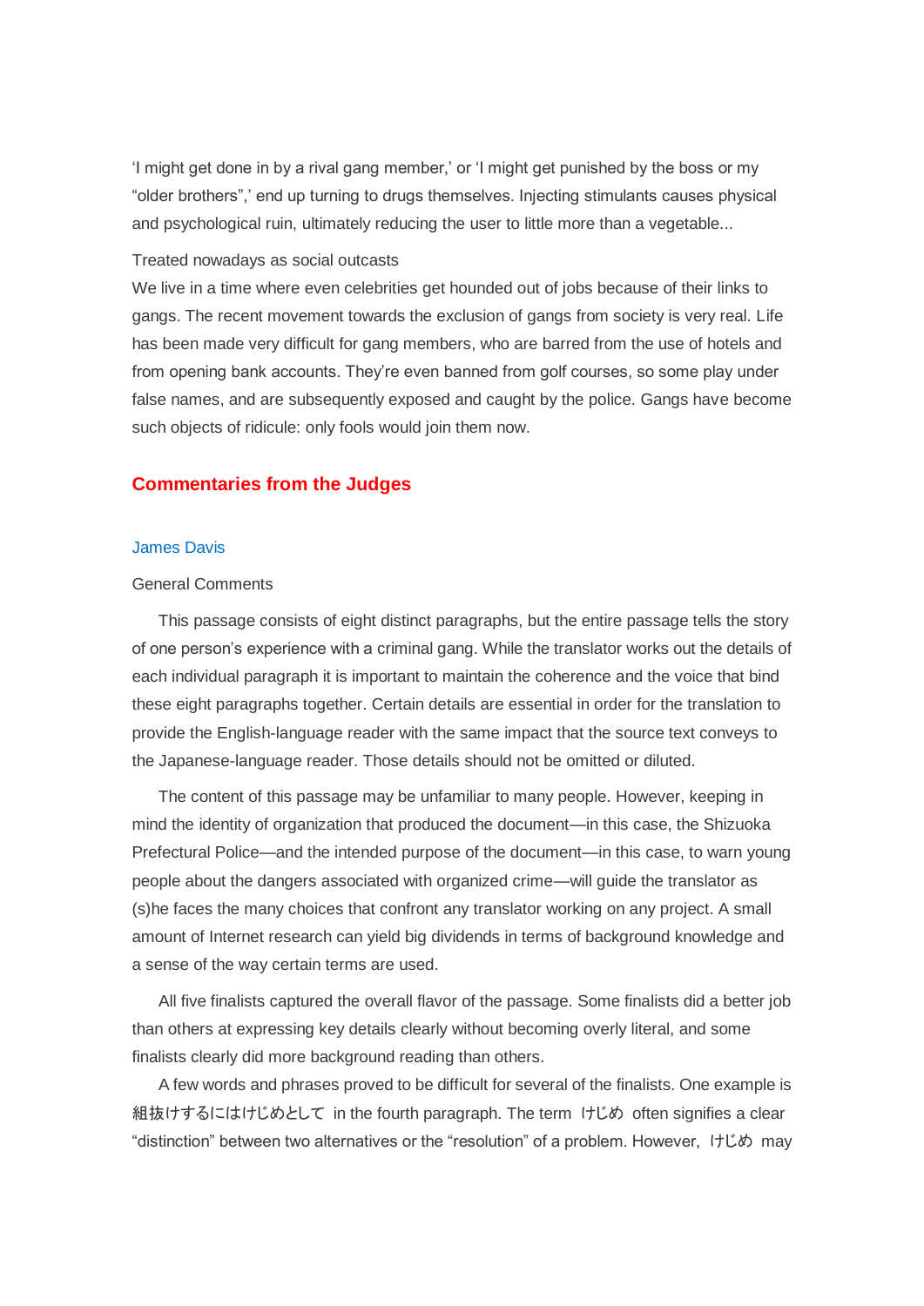'I might get done in by a rival gang member,' or 'I might get punished by the boss or my "older brothers",' end up turning to drugs themselves. Injecting stimulants causes physical and psychological ruin, ultimately reducing the user to little more than a vegetable...

Treated nowadays as social outcasts

We live in a time where even celebrities get hounded out of jobs because of their links to gangs. The recent movement towards the exclusion of gangs from society is very real. Life has been made very difficult for gang members, who are barred from the use of hotels and from opening bank accounts. They're even banned from golf courses, so some play under false names, and are subsequently exposed and caught by the police. Gangs have become such objects of ridicule: only fools would join them now.

## Commentaries from the Judges

### James Davis

General Comments

This passage consists of eight distinct paragraphs, but the entire passage tells the story of one person's experience with a criminal gang. While the translator works out the details of each individual paragraph it is important to maintain the coherence and the voice that bind these eight paragraphs together. Certain details are essential in order for the translation to provide the English-language reader with the same impact that the source text conveys to the Japanese-language reader. Those details should not be omitted or diluted.

The content of this passage may be unfamiliar to many people. However, keeping in mind the identity of organization that produced the document—in this case, the Shizuoka Prefectural Police—and the intended purpose of the document—in this case, to warn young people about the dangers associated with organized crime—will guide the translator as (s)he faces the many choices that confront any translator working on any project. A small amount of Internet research can yield big dividends in terms of background knowledge and a sense of the way certain terms are used.

All five finalists captured the overall flavor of the passage. Some finalists did a better job than others at expressing key details clearly without becoming overly literal, and some finalists clearly did more background reading than others.

A few words and phrases proved to be difficult for several of the finalists. One example is 組抜けするにはけじめとして in the fourth paragraph. The term けじめ often signifies a clear "distinction" between two alternatives or the "resolution" of a problem. However, けじめ may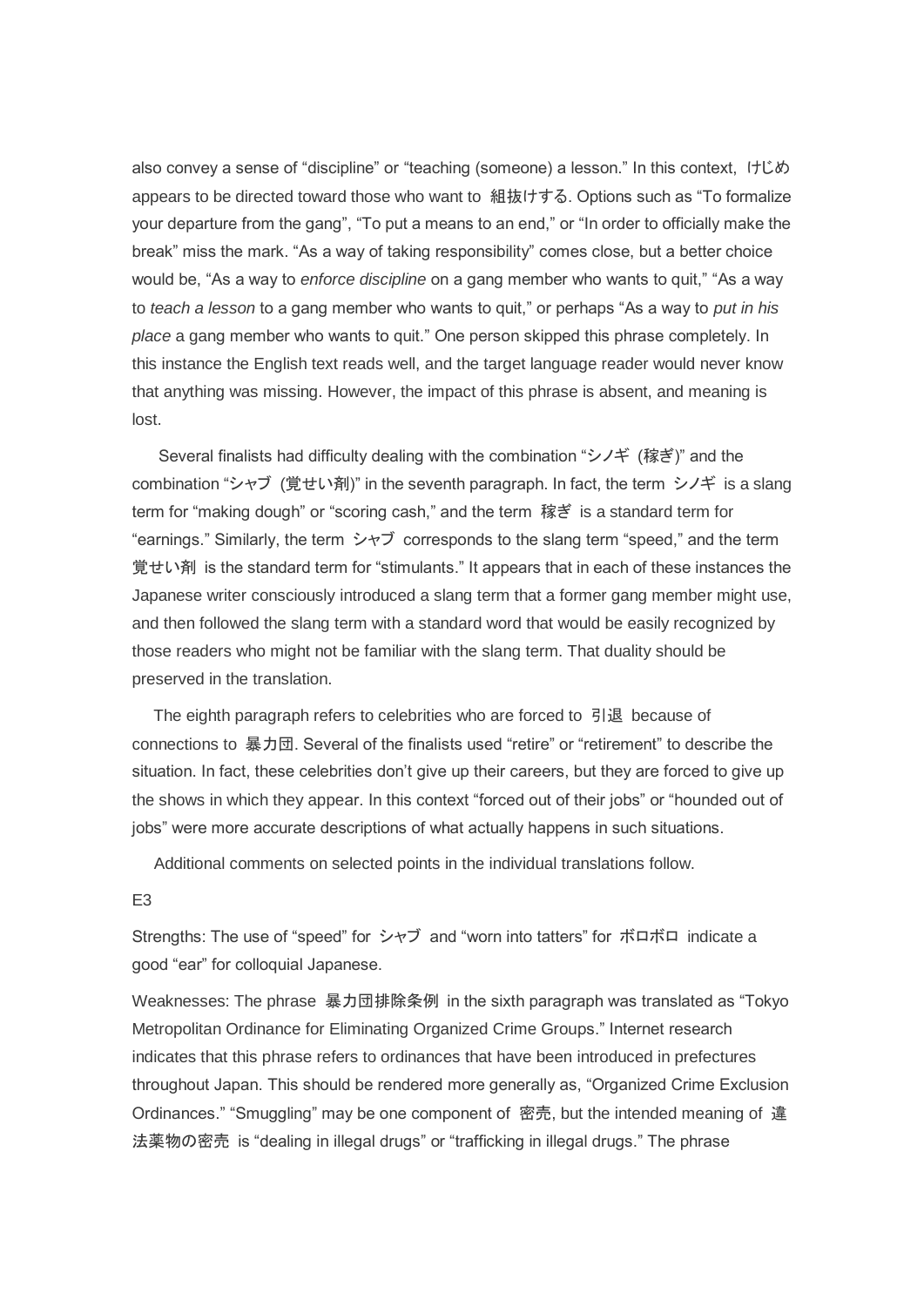also convey a sense of "discipline" or "teaching (someone) a lesson." In this context, けじめ appears to be directed toward those who want to 組抜けする. Options such as "To formalize your departure from the gang", "To put a means to an end," or "In order to officially make the break" miss the mark. "As a way of taking responsibility" comes close, but a better choice would be, "As a way to *enforce discipline* on a gang member who wants to quit," "As a way to *teach a lesson* to a gang member who wants to quit," or perhaps "As a way to *put in his place* a gang member who wants to quit." One person skipped this phrase completely. In this instance the English text reads well, and the target language reader would never know that anything was missing. However, the impact of this phrase is absent, and meaning is lost.

Several finalists had difficulty dealing with the combination "シノギ (稼ぎ)" and the combination "シャブ (覚せい剤)" in the seventh paragraph. In fact, the term シノギ is a slang term for "making dough" or "scoring cash," and the term 稼ぎ is a standard term for "earnings." Similarly, the term シャブ corresponds to the slang term "speed," and the term 覚せい剤 is the standard term for "stimulants." It appears that in each of these instances the Japanese writer consciously introduced a slang term that a former gang member might use, and then followed the slang term with a standard word that would be easily recognized by those readers who might not be familiar with the slang term. That duality should be preserved in the translation.

The eighth paragraph refers to celebrities who are forced to 引退 because of connections to 暴力団. Several of the finalists used "retire" or "retirement" to describe the situation. In fact, these celebrities don't give up their careers, but they are forced to give up the shows in which they appear. In this context "forced out of their jobs" or "hounded out of jobs" were more accurate descriptions of what actually happens in such situations.

Additional comments on selected points in the individual translations follow.

E3

Strengths: The use of "speed" for シャブ and "worn into tatters" for ボロボロ indicate a good "ear" for colloquial Japanese.

Weaknesses: The phrase 暴力団排除条例 in the sixth paragraph was translated as "Tokyo Metropolitan Ordinance for Eliminating Organized Crime Groups." Internet research indicates that this phrase refers to ordinances that have been introduced in prefectures throughout Japan. This should be rendered more generally as, "Organized Crime Exclusion Ordinances." "Smuggling" may be one component of 密売, but the intended meaning of 違法薬物の密売 is "dealing in illegal drugs" or "trafficking in illegal drugs." The phrase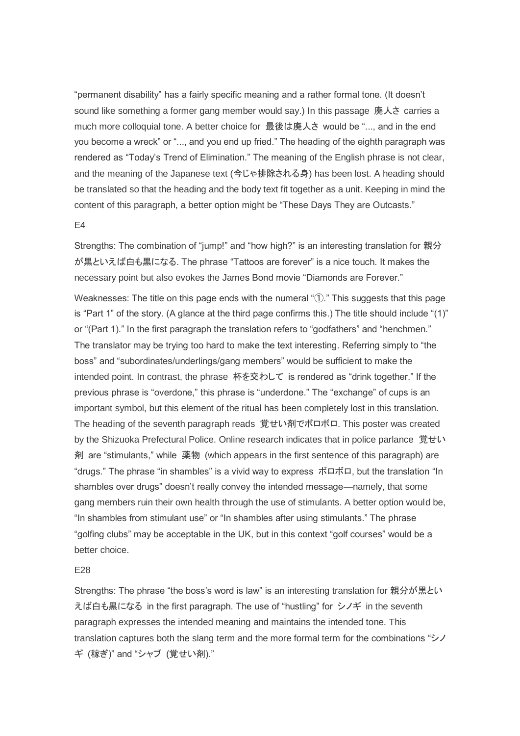"permanent disability" has a fairly specific meaning and a rather formal tone. (It doesn't sound like something a former gang member would say.) In this passage 廃人さ carries a much more colloquial tone. A better choice for 最後は廃人さ would be "..., and in the end you become a wreck" or "..., and you end up fried." The heading of the eighth paragraph was rendered as "Today's Trend of Elimination." The meaning of the English phrase is not clear, and the meaning of the Japanese text (今じゃ排除される身) has been lost. A heading should be translated so that the heading and the body text fit together as a unit. Keeping in mind the content of this paragraph, a better option might be "These Days They are Outcasts."

E4

Strengths: The combination of "jump!" and "how high?" is an interesting translation for 親分が黒といえば白も黒になる. The phrase "Tattoos are forever" is a nice touch. It makes the necessary point but also evokes the James Bond movie "Diamonds are Forever."

Weaknesses: The title on this page ends with the numeral "①." This suggests that this page is "Part 1" of the story. (A glance at the third page confirms this.) The title should include "(1)" or "(Part 1)." In the first paragraph the translation refers to "godfathers" and "henchmen." The translator may be trying too hard to make the text interesting. Referring simply to "the boss" and "subordinates/underlings/gang members" would be sufficient to make the intended point. In contrast, the phrase 杯を交わして is rendered as "drink together." If the previous phrase is "overdone," this phrase is "underdone." The "exchange" of cups is an important symbol, but this element of the ritual has been completely lost in this translation. The heading of the seventh paragraph reads 覚せい剤でボロボロ. This poster was created by the Shizuoka Prefectural Police. Online research indicates that in police parlance 覚せい剤 are "stimulants," while 薬物 (which appears in the first sentence of this paragraph) are "drugs." The phrase "in shambles" is a vivid way to express ボロボロ, but the translation "In shambles over drugs" doesn't really convey the intended message—namely, that some gang members ruin their own health through the use of stimulants. A better option would be, "In shambles from stimulant use" or "In shambles after using stimulants." The phrase "golfing clubs" may be acceptable in the UK, but in this context "golf courses" would be a better choice.

E28

Strengths: The phrase "the boss's word is law" is an interesting translation for 親分が黒といえば白も黒になる in the first paragraph. The use of "hustling" for シノギ in the seventh paragraph expresses the intended meaning and maintains the intended tone. This translation captures both the slang term and the more formal term for the combinations "シノギ (稼ぎ)" and "シャブ (覚せい剤)."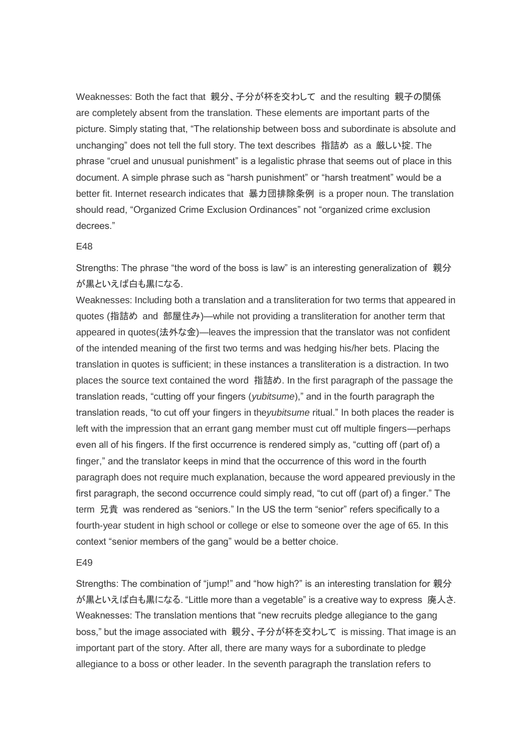Weaknesses: Both the fact that 親分、子分が杯を交わして and the resulting 親子の関係 are completely absent from the translation. These elements are important parts of the picture. Simply stating that, "The relationship between boss and subordinate is absolute and unchanging" does not tell the full story. The text describes 指詰め as a 厳しい掟. The phrase "cruel and unusual punishment" is a legalistic phrase that seems out of place in this document. A simple phrase such as "harsh punishment" or "harsh treatment" would be a better fit. Internet research indicates that 暴力団排除条例 is a proper noun. The translation should read, "Organized Crime Exclusion Ordinances" not "organized crime exclusion decrees."

E48

Strengths: The phrase "the word of the boss is law" is an interesting generalization of 親分が黒といえば白も黒になる.
Weaknesses: Including both a translation and a transliteration for two terms that appeared in quotes (指詰め and 部屋住み)—while not providing a transliteration for another term that appeared in quotes(法外な金)—leaves the impression that the translator was not confident of the intended meaning of the first two terms and was hedging his/her bets. Placing the translation in quotes is sufficient; in these instances a transliteration is a distraction. In two places the source text contained the word 指詰め. In the first paragraph of the passage the translation reads, "cutting off your fingers (*yubitsume*)," and in the fourth paragraph the translation reads, "to cut off your fingers in the*yubitsume* ritual." In both places the reader is left with the impression that an errant gang member must cut off multiple fingers—perhaps even all of his fingers. If the first occurrence is rendered simply as, "cutting off (part of) a finger," and the translator keeps in mind that the occurrence of this word in the fourth paragraph does not require much explanation, because the word appeared previously in the first paragraph, the second occurrence could simply read, "to cut off (part of) a finger." The term 兄貴 was rendered as "seniors." In the US the term "senior" refers specifically to a fourth-year student in high school or college or else to someone over the age of 65. In this context "senior members of the gang" would be a better choice.

E49

Strengths: The combination of "jump!" and "how high?" is an interesting translation for 親分が黒といえば白も黒になる. "Little more than a vegetable" is a creative way to express 廃人さ.
Weaknesses: The translation mentions that "new recruits pledge allegiance to the gang boss," but the image associated with 親分、子分が杯を交わして is missing. That image is an important part of the story. After all, there are many ways for a subordinate to pledge allegiance to a boss or other leader. In the seventh paragraph the translation refers to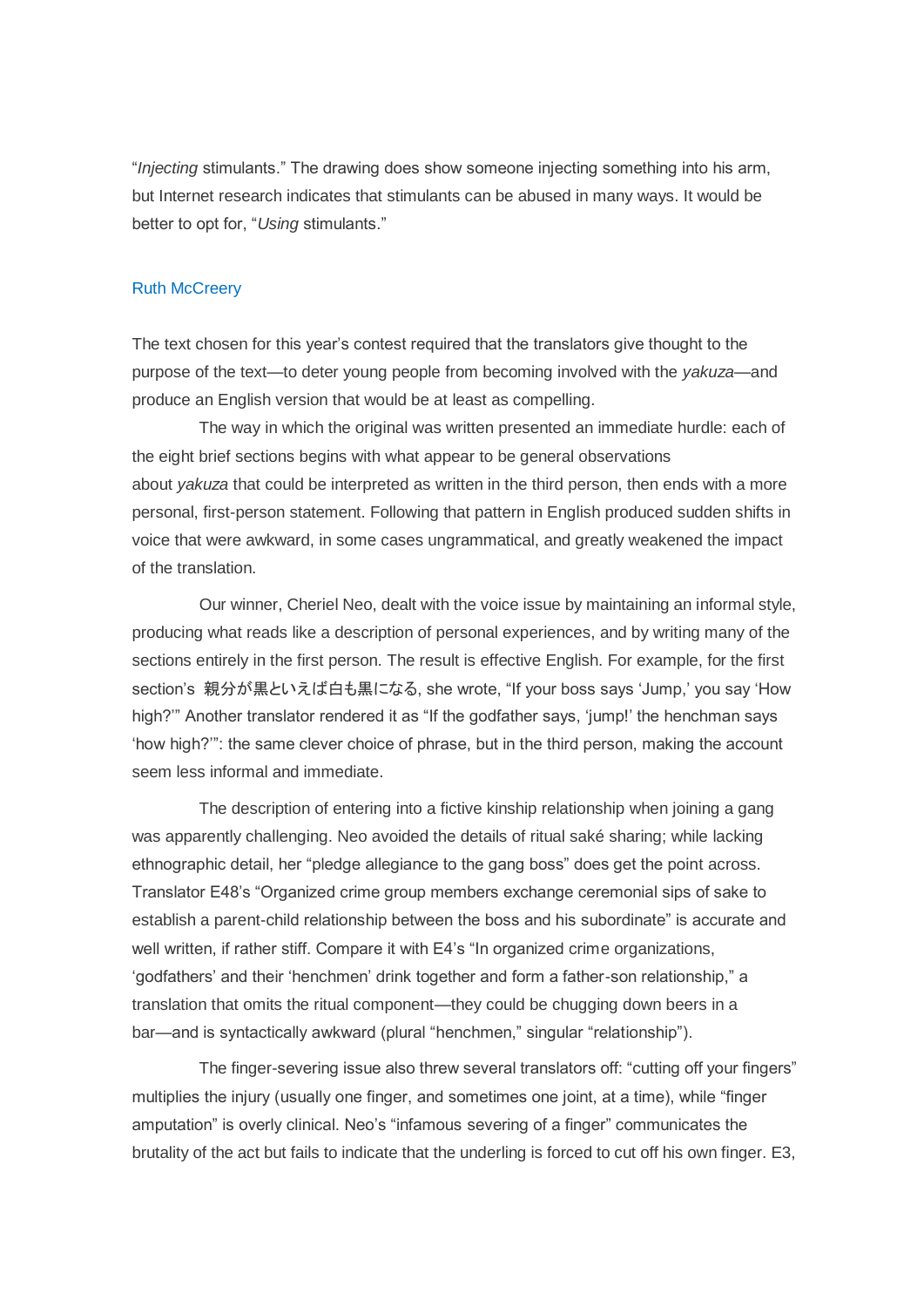"*Injecting* stimulants." The drawing does show someone injecting something into his arm, but Internet research indicates that stimulants can be abused in many ways. It would be better to opt for, "*Using* stimulants."

## Ruth McCreery

The text chosen for this year's contest required that the translators give thought to the purpose of the text—to deter young people from becoming involved with the *yakuza*—and produce an English version that would be at least as compelling.

The way in which the original was written presented an immediate hurdle: each of the eight brief sections begins with what appear to be general observations about *yakuza* that could be interpreted as written in the third person, then ends with a more personal, first-person statement. Following that pattern in English produced sudden shifts in voice that were awkward, in some cases ungrammatical, and greatly weakened the impact of the translation.

Our winner, Cheriel Neo, dealt with the voice issue by maintaining an informal style, producing what reads like a description of personal experiences, and by writing many of the sections entirely in the first person. The result is effective English. For example, for the first section's 親分が黒といえば白も黒になる, she wrote, "If your boss says 'Jump,' you say 'How high?'" Another translator rendered it as "If the godfather says, 'jump!' the henchman says 'how high?'": the same clever choice of phrase, but in the third person, making the account seem less informal and immediate.

The description of entering into a fictive kinship relationship when joining a gang was apparently challenging. Neo avoided the details of ritual saké sharing; while lacking ethnographic detail, her "pledge allegiance to the gang boss" does get the point across. Translator E48's "Organized crime group members exchange ceremonial sips of sake to establish a parent-child relationship between the boss and his subordinate" is accurate and well written, if rather stiff. Compare it with E4's "In organized crime organizations, 'godfathers' and their 'henchmen' drink together and form a father-son relationship," a translation that omits the ritual component—they could be chugging down beers in a bar—and is syntactically awkward (plural "henchmen," singular "relationship").

The finger-severing issue also threw several translators off: "cutting off your fingers" multiplies the injury (usually one finger, and sometimes one joint, at a time), while "finger amputation" is overly clinical. Neo's "infamous severing of a finger" communicates the brutality of the act but fails to indicate that the underling is forced to cut off his own finger. E3,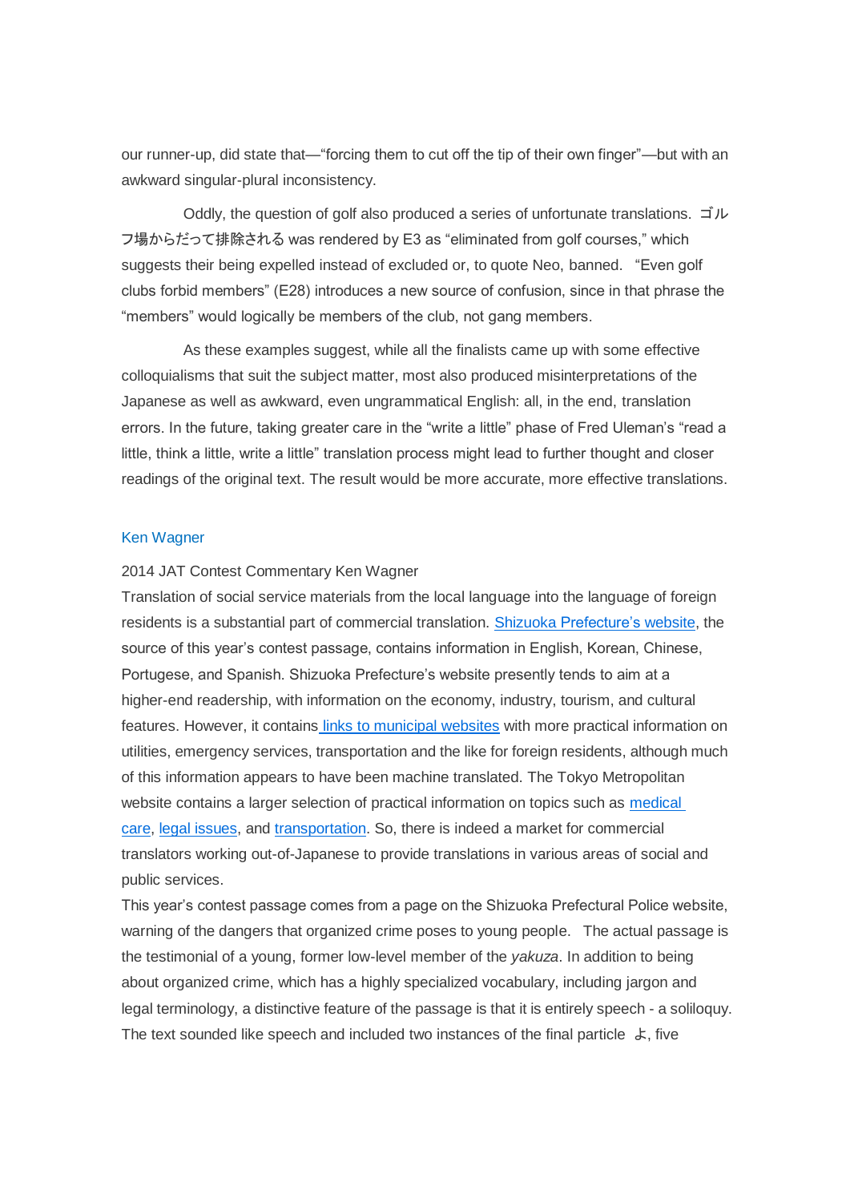our runner-up, did state that—"forcing them to cut off the tip of their own finger"—but with an awkward singular-plural inconsistency.

Oddly, the question of golf also produced a series of unfortunate translations. ゴルフ場からだって排除される was rendered by E3 as "eliminated from golf courses," which suggests their being expelled instead of excluded or, to quote Neo, banned. "Even golf clubs forbid members" (E28) introduces a new source of confusion, since in that phrase the "members" would logically be members of the club, not gang members.

As these examples suggest, while all the finalists came up with some effective colloquialisms that suit the subject matter, most also produced misinterpretations of the Japanese as well as awkward, even ungrammatical English: all, in the end, translation errors. In the future, taking greater care in the "write a little" phase of Fred Uleman's "read a little, think a little, write a little" translation process might lead to further thought and closer readings of the original text. The result would be more accurate, more effective translations.

## Ken Wagner

2014 JAT Contest Commentary Ken Wagner

Translation of social service materials from the local language into the language of foreign residents is a substantial part of commercial translation. Shizuoka Prefecture's website, the source of this year's contest passage, contains information in English, Korean, Chinese, Portugese, and Spanish. Shizuoka Prefecture's website presently tends to aim at a higher-end readership, with information on the economy, industry, tourism, and cultural features. However, it contains links to municipal websites with more practical information on utilities, emergency services, transportation and the like for foreign residents, although much of this information appears to have been machine translated. The Tokyo Metropolitan website contains a larger selection of practical information on topics such as medical care, legal issues, and transportation. So, there is indeed a market for commercial translators working out-of-Japanese to provide translations in various areas of social and public services.

This year's contest passage comes from a page on the Shizuoka Prefectural Police website, warning of the dangers that organized crime poses to young people. The actual passage is the testimonial of a young, former low-level member of the *yakuza*. In addition to being about organized crime, which has a highly specialized vocabulary, including jargon and legal terminology, a distinctive feature of the passage is that it is entirely speech - a soliloquy. The text sounded like speech and included two instances of the final particle よ, five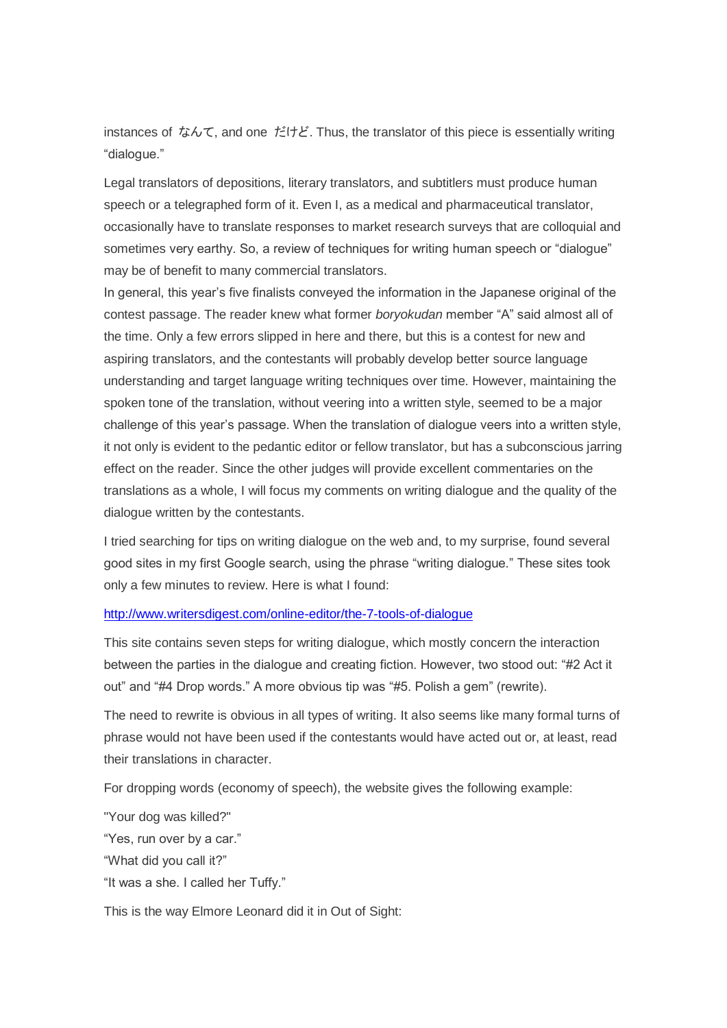instances of なんて, and one だけど. Thus, the translator of this piece is essentially writing “dialogue.”

Legal translators of depositions, literary translators, and subtitlers must produce human speech or a telegraphed form of it. Even I, as a medical and pharmaceutical translator, occasionally have to translate responses to market research surveys that are colloquial and sometimes very earthy. So, a review of techniques for writing human speech or “dialogue” may be of benefit to many commercial translators.

In general, this year’s five finalists conveyed the information in the Japanese original of the contest passage. The reader knew what former *boryokudan* member “A” said almost all of the time. Only a few errors slipped in here and there, but this is a contest for new and aspiring translators, and the contestants will probably develop better source language understanding and target language writing techniques over time. However, maintaining the spoken tone of the translation, without veering into a written style, seemed to be a major challenge of this year’s passage. When the translation of dialogue veers into a written style, it not only is evident to the pedantic editor or fellow translator, but has a subconscious jarring effect on the reader. Since the other judges will provide excellent commentaries on the translations as a whole, I will focus my comments on writing dialogue and the quality of the dialogue written by the contestants.

I tried searching for tips on writing dialogue on the web and, to my surprise, found several good sites in my first Google search, using the phrase “writing dialogue.” These sites took only a few minutes to review. Here is what I found:

http://www.writersdigest.com/online-editor/the-7-tools-of-dialogue

This site contains seven steps for writing dialogue, which mostly concern the interaction between the parties in the dialogue and creating fiction. However, two stood out: “#2 Act it out” and “#4 Drop words.” A more obvious tip was “#5. Polish a gem” (rewrite).

The need to rewrite is obvious in all types of writing. It also seems like many formal turns of phrase would not have been used if the contestants would have acted out or, at least, read their translations in character.

For dropping words (economy of speech), the website gives the following example:

"Your dog was killed?"
“Yes, run over by a car.”
“What did you call it?”
“It was a she. I called her Tuffy.”

This is the way Elmore Leonard did it in Out of Sight: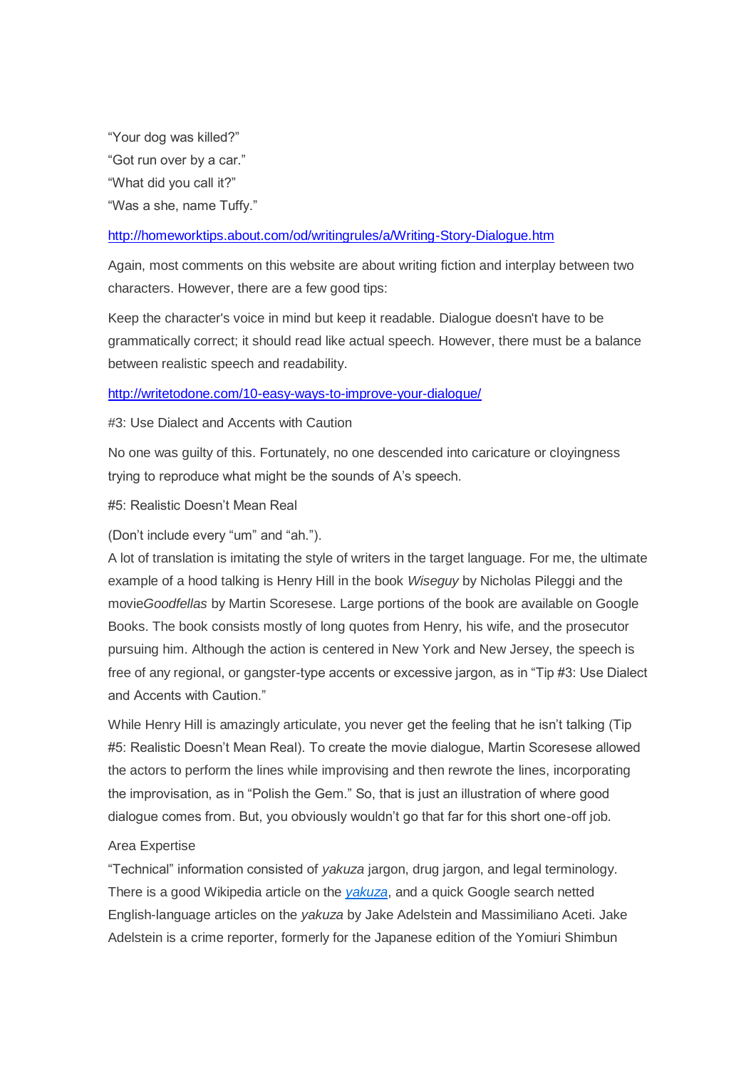“Your dog was killed?”
“Got run over by a car.”
“What did you call it?”
“Was a she, name Tuffy.”

http://homeworktips.about.com/od/writingrules/a/Writing-Story-Dialogue.htm

Again, most comments on this website are about writing fiction and interplay between two characters. However, there are a few good tips:

Keep the character's voice in mind but keep it readable. Dialogue doesn't have to be grammatically correct; it should read like actual speech. However, there must be a balance between realistic speech and readability.

http://writetodone.com/10-easy-ways-to-improve-your-dialogue/

#3: Use Dialect and Accents with Caution

No one was guilty of this. Fortunately, no one descended into caricature or cloyingness trying to reproduce what might be the sounds of A’s speech.

#5: Realistic Doesn’t Mean Real

(Don’t include every “um” and “ah.”).
A lot of translation is imitating the style of writers in the target language. For me, the ultimate example of a hood talking is Henry Hill in the book *Wiseguy* by Nicholas Pileggi and the movie*Goodfellas* by Martin Scoresese. Large portions of the book are available on Google Books. The book consists mostly of long quotes from Henry, his wife, and the prosecutor pursuing him. Although the action is centered in New York and New Jersey, the speech is free of any regional, or gangster-type accents or excessive jargon, as in “Tip #3: Use Dialect and Accents with Caution.”

While Henry Hill is amazingly articulate, you never get the feeling that he isn’t talking (Tip #5: Realistic Doesn’t Mean Real). To create the movie dialogue, Martin Scoresese allowed the actors to perform the lines while improvising and then rewrote the lines, incorporating the improvisation, as in “Polish the Gem.” So, that is just an illustration of where good dialogue comes from. But, you obviously wouldn’t go that far for this short one-off job.

Area Expertise
“Technical” information consisted of *yakuza* jargon, drug jargon, and legal terminology. There is a good Wikipedia article on the *yakuza*, and a quick Google search netted English-language articles on the *yakuza* by Jake Adelstein and Massimiliano Aceti. Jake Adelstein is a crime reporter, formerly for the Japanese edition of the Yomiuri Shimbun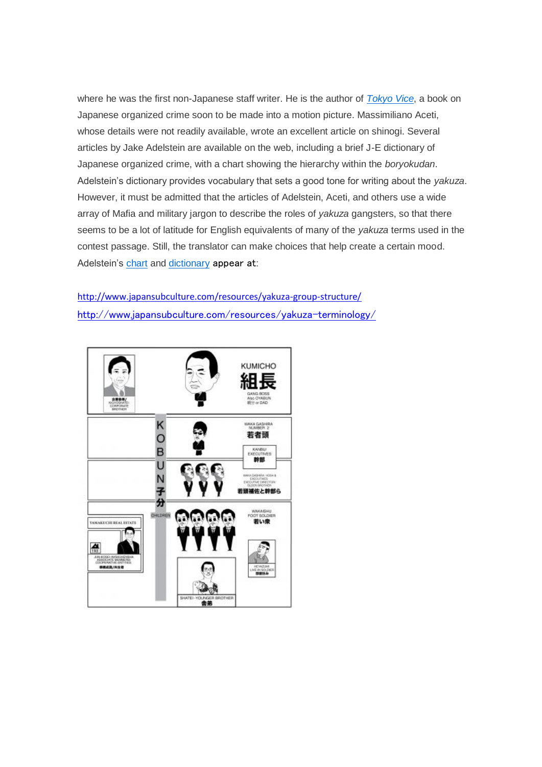where he was the first non-Japanese staff writer. He is the author of *Tokyo Vice*, a book on Japanese organized crime soon to be made into a motion picture. Massimiliano Aceti, whose details were not readily available, wrote an excellent article on shinogi. Several articles by Jake Adelstein are available on the web, including a brief J-E dictionary of Japanese organized crime, with a chart showing the hierarchy within the *boryokudan*. Adelstein's dictionary provides vocabulary that sets a good tone for writing about the *yakuza*. However, it must be admitted that the articles of Adelstein, Aceti, and others use a wide array of Mafia and military jargon to describe the roles of *yakuza* gangsters, so that there seems to be a lot of latitude for English equivalents of many of the *yakuza* terms used in the contest passage. Still, the translator can make choices that help create a certain mood. Adelstein's chart and dictionary appear at:

http://www.japansubculture.com/resources/yakuza-group-structure/
http://www.japansubculture.com/resources/yakuza-terminology/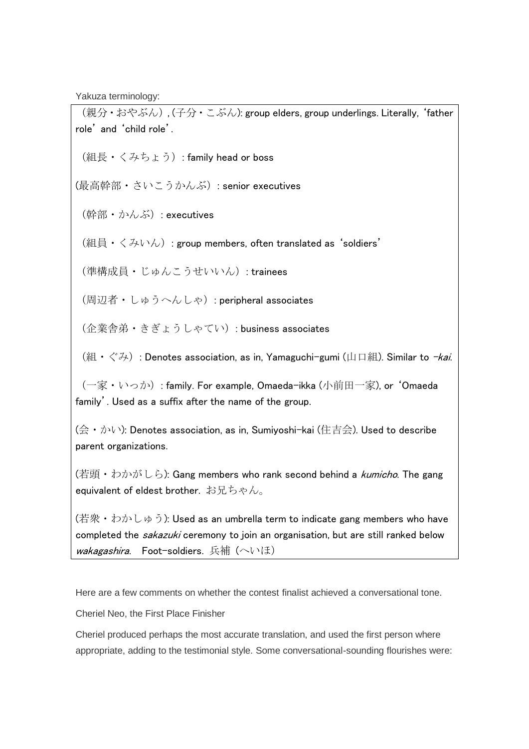Yakuza terminology:

（親分・おやぶん）, (子分・こぶん): group elders, group underlings. Literally, 'father role' and 'child role'.

（組長・くみちょう）: family head or boss

(最高幹部・さいこうかんぶ）: senior executives

（幹部・かんぶ）: executives

（組員・くみいん）: group members, often translated as 'soldiers'

（準構成員・じゅんこうせいいん）: trainees

（周辺者・しゅうへんしゃ）: peripheral associates

（企業舎弟・きぎょうしゃてい）: business associates

（組・ぐみ）: Denotes association, as in, Yamaguchi-gumi (山口組). Similar to *-kai*.

（一家・いっか）: family. For example, Omaeda-ikka (小前田一家), or 'Omaeda family'. Used as a suffix after the name of the group.

(会・かい): Denotes association, as in, Sumiyoshi-kai (住吉会). Used to describe parent organizations.

(若頭・わかがしら): Gang members who rank second behind a *kumicho*. The gang equivalent of eldest brother. お兄ちゃん。

(若衆・わかしゅう): Used as an umbrella term to indicate gang members who have completed the *sakazuki* ceremony to join an organisation, but are still ranked below *wakagashira*. Foot-soldiers. 兵補（へいほ)

Here are a few comments on whether the contest finalist achieved a conversational tone.

Cheriel Neo, the First Place Finisher

Cheriel produced perhaps the most accurate translation, and used the first person where appropriate, adding to the testimonial style. Some conversational-sounding flourishes were: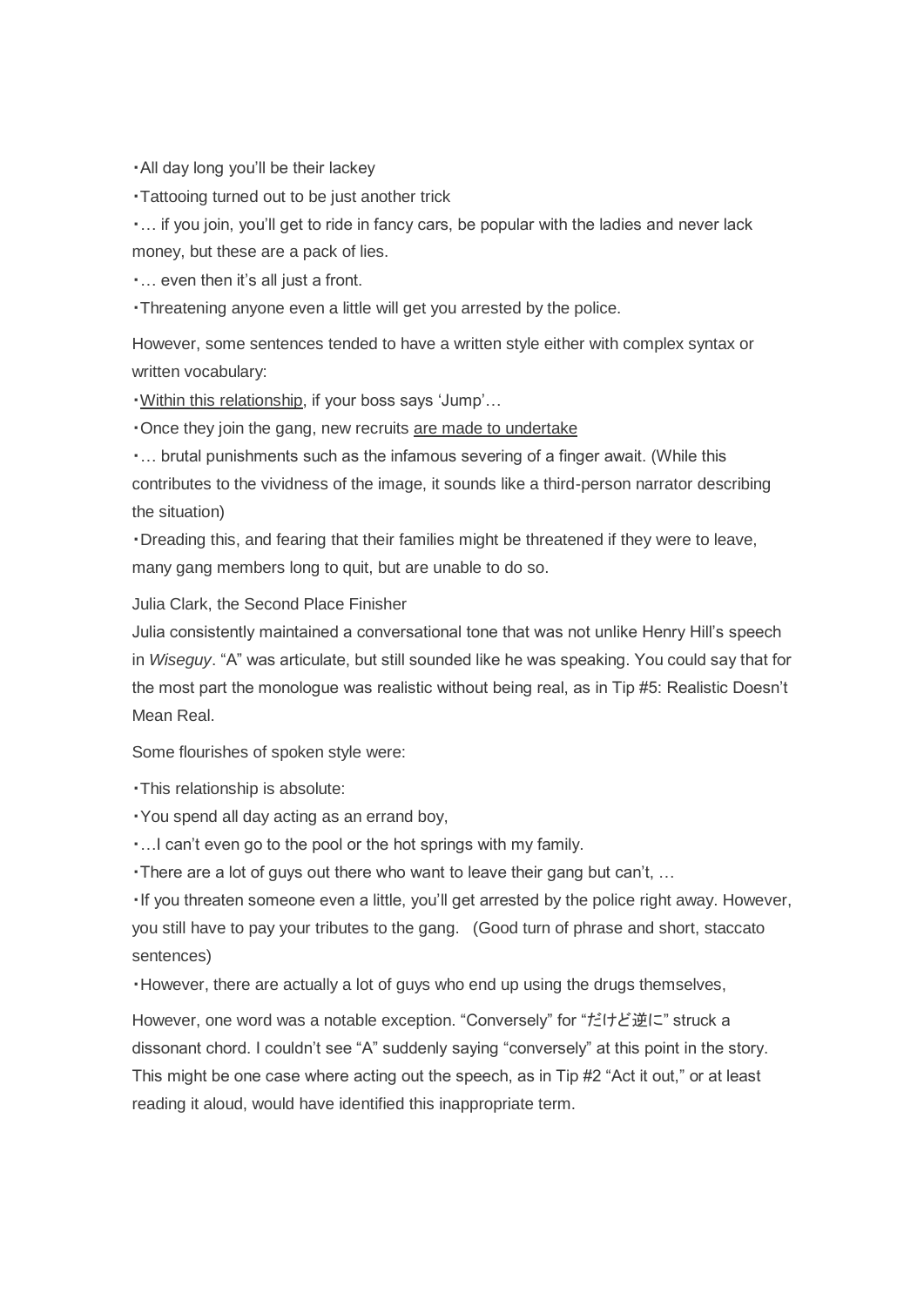・All day long you'll be their lackey

・Tattooing turned out to be just another trick

・… if you join, you'll get to ride in fancy cars, be popular with the ladies and never lack money, but these are a pack of lies.

・… even then it's all just a front.

・Threatening anyone even a little will get you arrested by the police.

However, some sentences tended to have a written style either with complex syntax or written vocabulary:

・<u>Within this relationship</u>, if your boss says 'Jump'…

・Once they join the gang, new recruits <u>are made to undertake</u>

・… brutal punishments such as the infamous severing of a finger await. (While this contributes to the vividness of the image, it sounds like a third-person narrator describing the situation)

・Dreading this, and fearing that their families might be threatened if they were to leave, many gang members long to quit, but are unable to do so.

Julia Clark, the Second Place Finisher

Julia consistently maintained a conversational tone that was not unlike Henry Hill's speech in *Wiseguy*. "A" was articulate, but still sounded like he was speaking. You could say that for the most part the monologue was realistic without being real, as in Tip #5: Realistic Doesn't Mean Real.

Some flourishes of spoken style were:

・This relationship is absolute:

・You spend all day acting as an errand boy,

・…I can't even go to the pool or the hot springs with my family.

・There are a lot of guys out there who want to leave their gang but can't, …

・If you threaten someone even a little, you'll get arrested by the police right away. However, you still have to pay your tributes to the gang. (Good turn of phrase and short, staccato sentences)

・However, there are actually a lot of guys who end up using the drugs themselves,

However, one word was a notable exception. "Conversely" for "だけど逆に" struck a dissonant chord. I couldn't see "A" suddenly saying "conversely" at this point in the story. This might be one case where acting out the speech, as in Tip #2 "Act it out," or at least reading it aloud, would have identified this inappropriate term.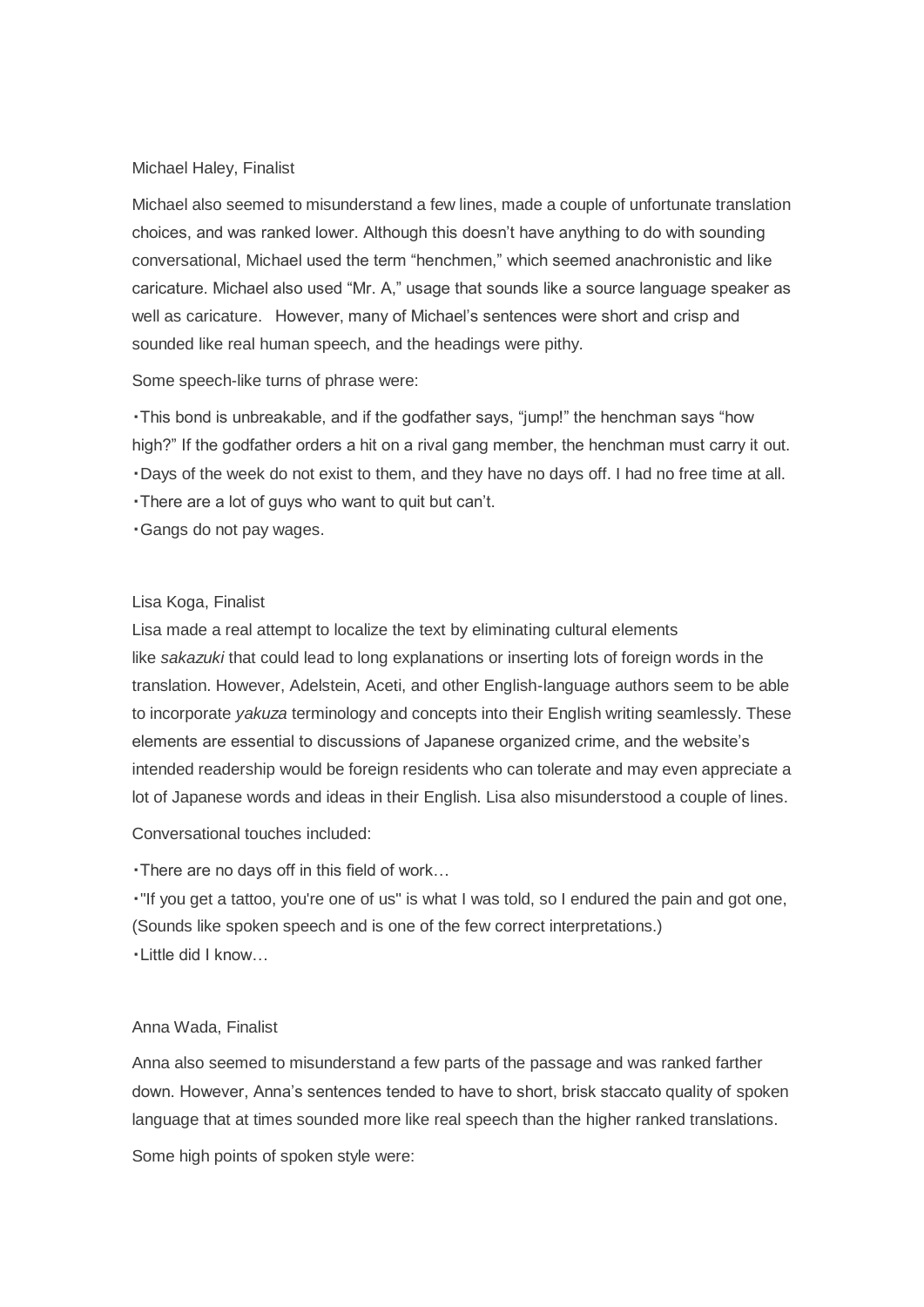Michael Haley, Finalist

Michael also seemed to misunderstand a few lines, made a couple of unfortunate translation choices, and was ranked lower. Although this doesn't have anything to do with sounding conversational, Michael used the term "henchmen," which seemed anachronistic and like caricature. Michael also used "Mr. A," usage that sounds like a source language speaker as well as caricature. However, many of Michael's sentences were short and crisp and sounded like real human speech, and the headings were pithy.

Some speech-like turns of phrase were:

・This bond is unbreakable, and if the godfather says, "jump!" the henchman says "how high?" If the godfather orders a hit on a rival gang member, the henchman must carry it out.
・Days of the week do not exist to them, and they have no days off. I had no free time at all.
・There are a lot of guys who want to quit but can't.
・Gangs do not pay wages.

Lisa Koga, Finalist

Lisa made a real attempt to localize the text by eliminating cultural elements like *sakazuki* that could lead to long explanations or inserting lots of foreign words in the translation. However, Adelstein, Aceti, and other English-language authors seem to be able to incorporate *yakuza* terminology and concepts into their English writing seamlessly. These elements are essential to discussions of Japanese organized crime, and the website's intended readership would be foreign residents who can tolerate and may even appreciate a lot of Japanese words and ideas in their English. Lisa also misunderstood a couple of lines.

Conversational touches included:

・There are no days off in this field of work…
・"If you get a tattoo, you're one of us" is what I was told, so I endured the pain and got one, (Sounds like spoken speech and is one of the few correct interpretations.)
・Little did I know…

Anna Wada, Finalist

Anna also seemed to misunderstand a few parts of the passage and was ranked farther down. However, Anna's sentences tended to have to short, brisk staccato quality of spoken language that at times sounded more like real speech than the higher ranked translations.

Some high points of spoken style were: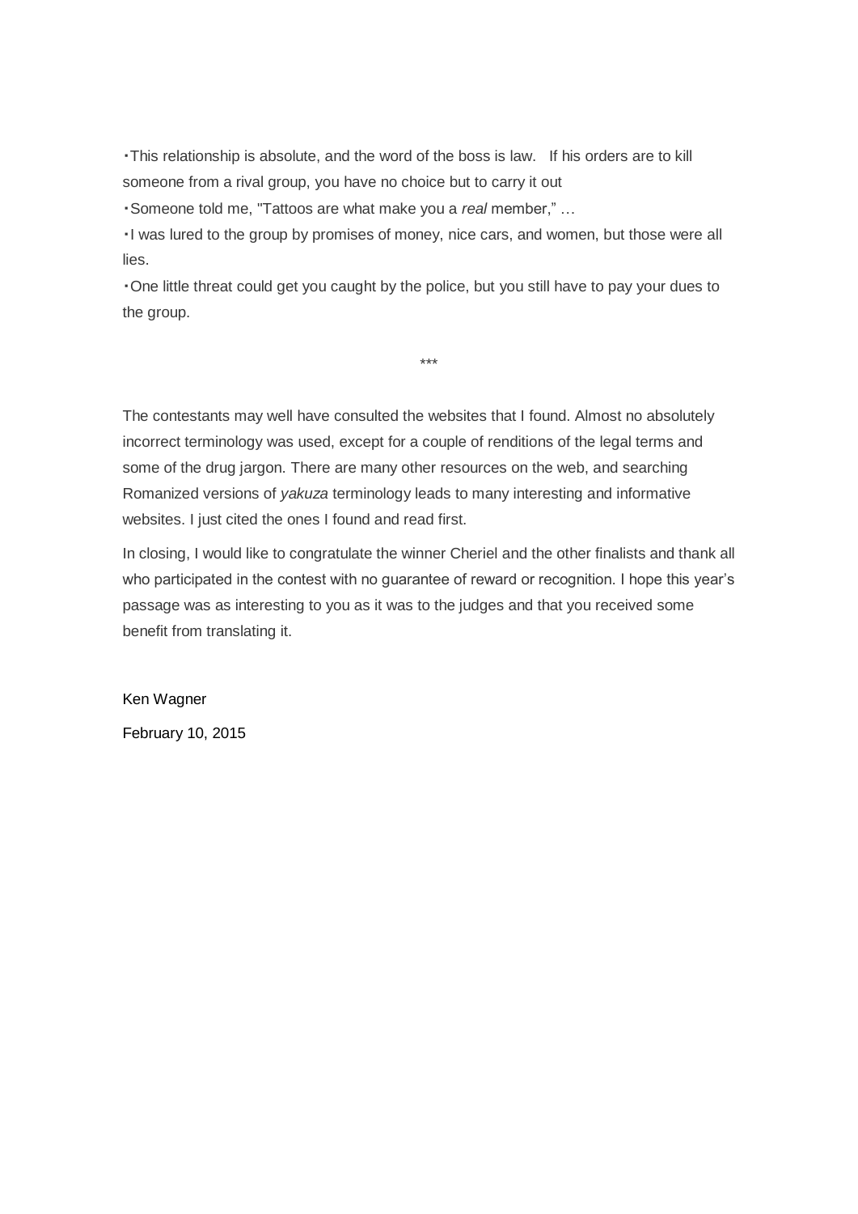・This relationship is absolute, and the word of the boss is law. If his orders are to kill someone from a rival group, you have no choice but to carry it out

・Someone told me, "Tattoos are what make you a *real* member," …

・I was lured to the group by promises of money, nice cars, and women, but those were all lies.

・One little threat could get you caught by the police, but you still have to pay your dues to the group.

***

The contestants may well have consulted the websites that I found. Almost no absolutely incorrect terminology was used, except for a couple of renditions of the legal terms and some of the drug jargon. There are many other resources on the web, and searching Romanized versions of *yakuza* terminology leads to many interesting and informative websites. I just cited the ones I found and read first.

In closing, I would like to congratulate the winner Cheriel and the other finalists and thank all who participated in the contest with no guarantee of reward or recognition. I hope this year's passage was as interesting to you as it was to the judges and that you received some benefit from translating it.

Ken Wagner

February 10, 2015